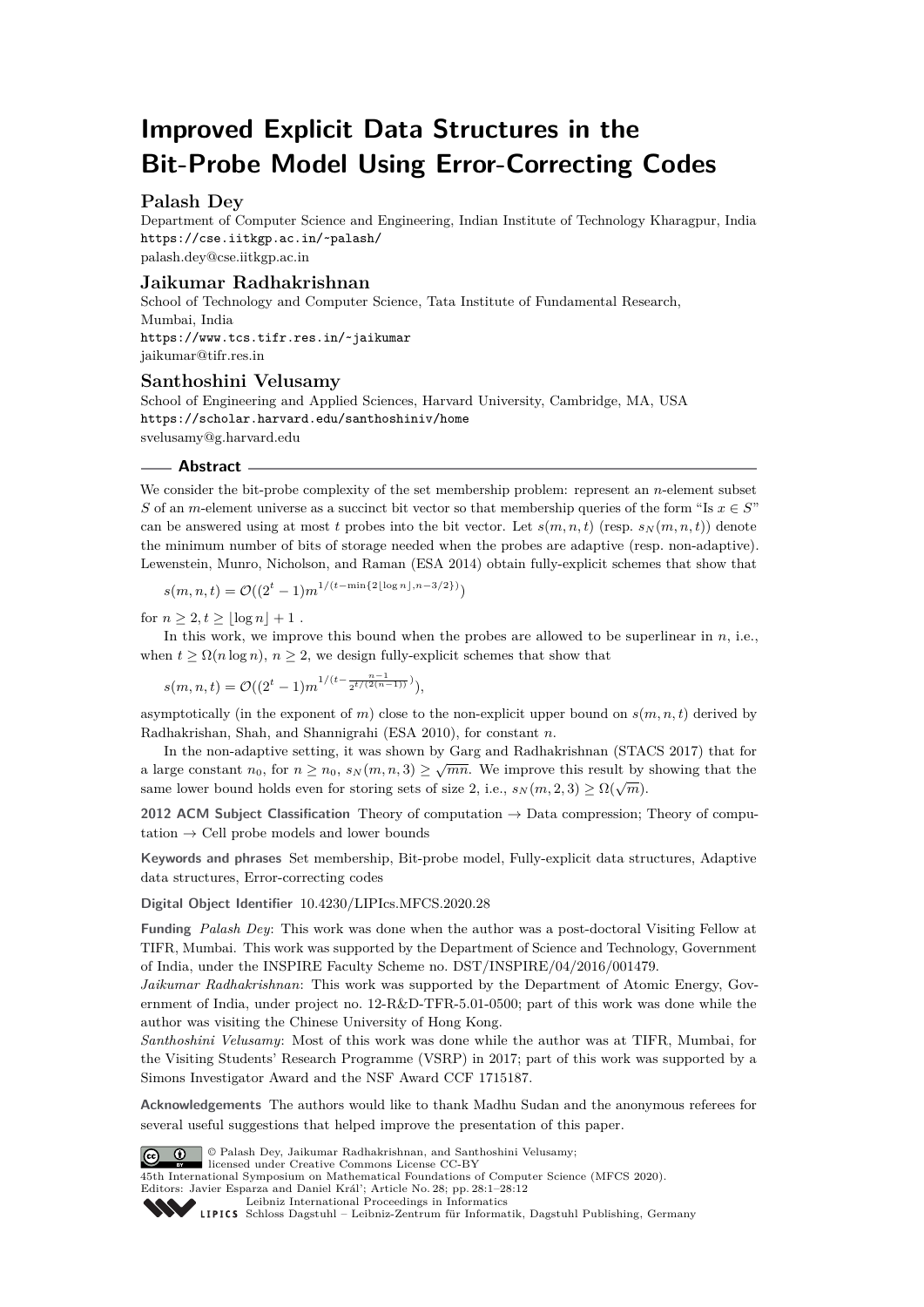# Improved Explicit Data Structures in the Bit-Probe Model Using Error-Correcting Codes

### Palash Dey

Department of Computer Science and Engineering, Indian Institute of Technology Kharagpur, India
https://cse.iitkgp.ac.in/~palash/
palash.dey@cse.iitkgp.ac.in

### Jaikumar Radhakrishnan

School of Technology and Computer Science, Tata Institute of Fundamental Research, Mumbai, India
https://www.tcs.tifr.res.in/~jaikumar
jaikumar@tifr.res.in

### Santhoshini Velusamy

School of Engineering and Applied Sciences, Harvard University, Cambridge, MA, USA
https://scholar.harvard.edu/santhoshiniv/home
svelusamy@g.harvard.edu

## Abstract

We consider the bit-probe complexity of the set membership problem: represent an $n$-element subset $S$ of an $m$-element universe as a succinct bit vector so that membership queries of the form "Is $x \in S$" can be answered using at most $t$ probes into the bit vector. Let $s(m,n,t)$ (resp. $s_N(m,n,t)$) denote the minimum number of bits of storage needed when the probes are adaptive (resp. non-adaptive). Lewenstein, Munro, Nicholson, and Raman (ESA 2014) obtain fully-explicit schemes that show that

$$s(m,n,t) = \mathcal{O}((2^t-1)m^{1/(t-\min\{2\lfloor\log n\rfloor, n-3/2\})})$$

for $n \geq 2, t \geq \lfloor\log n\rfloor + 1$ .

In this work, we improve this bound when the probes are allowed to be superlinear in $n$, i.e., when $t \geq \Omega(n\log n)$, $n \geq 2$, we design fully-explicit schemes that show that

$$s(m,n,t) = \mathcal{O}((2^t-1)m^{1/(t-\frac{n-1}{2^{t/(2(n-1))}})}),$$

asymptotically (in the exponent of $m$) close to the non-explicit upper bound on $s(m,n,t)$ derived by Radhakrishan, Shah, and Shannigrahi (ESA 2010), for constant $n$.

In the non-adaptive setting, it was shown by Garg and Radhakrishnan (STACS 2017) that for a large constant $n_0$, for $n \geq n_0$, $s_N(m,n,3) \geq \sqrt{mn}$. We improve this result by showing that the same lower bound holds even for storing sets of size 2, i.e., $s_N(m,2,3) \geq \Omega(\sqrt{m})$.

**2012 ACM Subject Classification** Theory of computation → Data compression; Theory of computation → Cell probe models and lower bounds

**Keywords and phrases** Set membership, Bit-probe model, Fully-explicit data structures, Adaptive data structures, Error-correcting codes

**Digital Object Identifier** 10.4230/LIPIcs.MFCS.2020.28

**Funding** *Palash Dey*: This work was done when the author was a post-doctoral Visiting Fellow at TIFR, Mumbai. This work was supported by the Department of Science and Technology, Government of India, under the INSPIRE Faculty Scheme no. DST/INSPIRE/04/2016/001479.
*Jaikumar Radhakrishnan*: This work was supported by the Department of Atomic Energy, Government of India, under project no. 12-R&D-TFR-5.01-0500; part of this work was done while the author was visiting the Chinese University of Hong Kong.
*Santhoshini Velusamy*: Most of this work was done while the author was at TIFR, Mumbai, for the Visiting Students' Research Programme (VSRP) in 2017; part of this work was supported by a Simons Investigator Award and the NSF Award CCF 1715187.

**Acknowledgements** The authors would like to thank Madhu Sudan and the anonymous referees for several useful suggestions that helped improve the presentation of this paper.

© Palash Dey, Jaikumar Radhakrishnan, and Santhoshini Velusamy; licensed under Creative Commons License CC-BY
45th International Symposium on Mathematical Foundations of Computer Science (MFCS 2020).
Editors: Javier Esparza and Daniel Kráľ; Article No. 28; pp. 28:1–28:12
Leibniz International Proceedings in Informatics
Schloss Dagstuhl – Leibniz-Zentrum für Informatik, Dagstuhl Publishing, Germany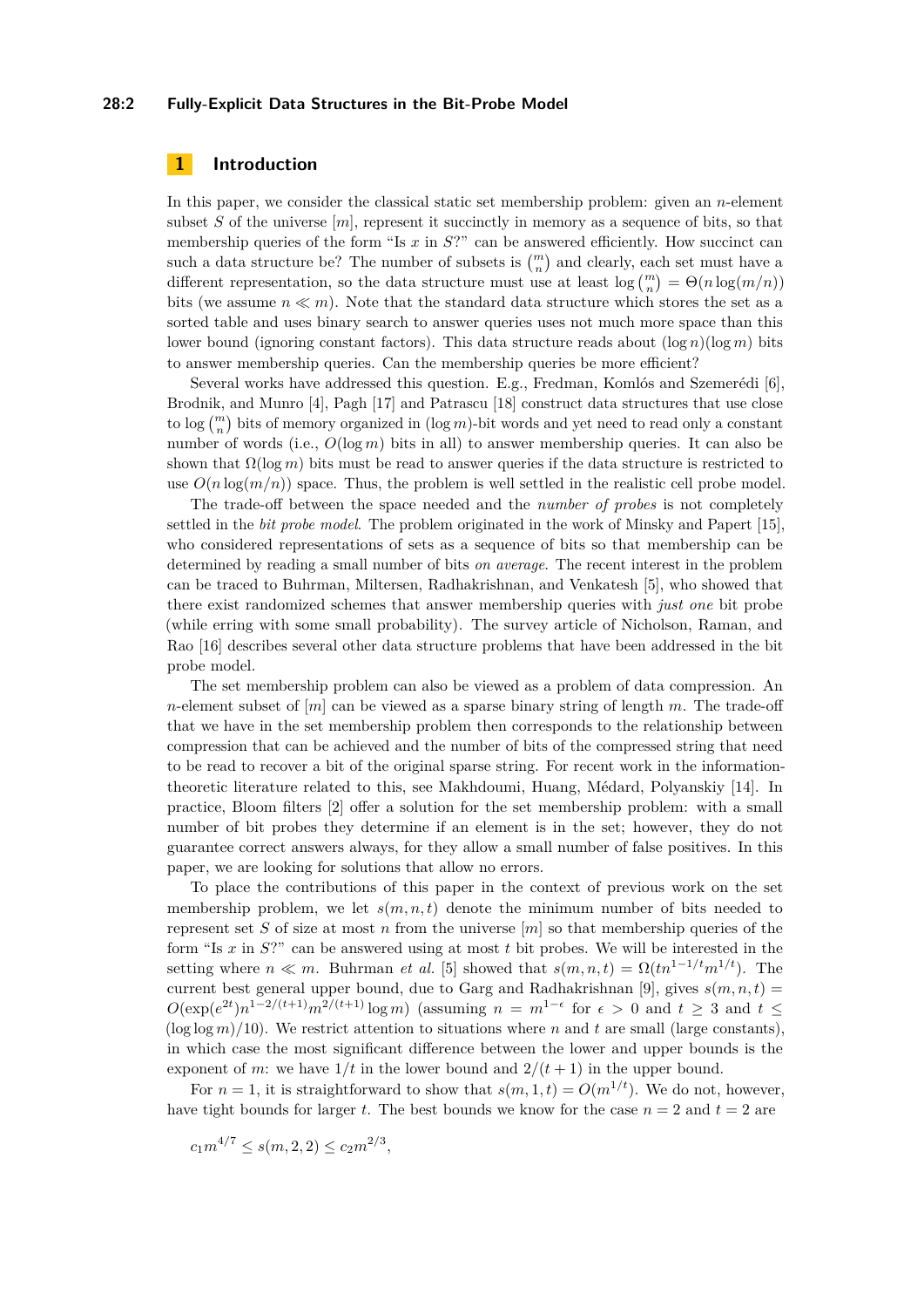## 1 Introduction

In this paper, we consider the classical static set membership problem: given an $n$-element subset $S$ of the universe $[m]$, represent it succinctly in memory as a sequence of bits, so that membership queries of the form "Is $x$ in $S$?" can be answered efficiently. How succinct can such a data structure be? The number of subsets is $\binom{m}{n}$ and clearly, each set must have a different representation, so the data structure must use at least $\log\binom{m}{n} = \Theta(n\log(m/n))$ bits (we assume $n \ll m$). Note that the standard data structure which stores the set as a sorted table and uses binary search to answer queries uses not much more space than this lower bound (ignoring constant factors). This data structure reads about $(\log n)(\log m)$ bits to answer membership queries. Can the membership queries be more efficient?

Several works have addressed this question. E.g., Fredman, Komlós and Szemerédi [6], Brodnik, and Munro [4], Pagh [17] and Patrascu [18] construct data structures that use close to $\log\binom{m}{n}$ bits of memory organized in $(\log m)$-bit words and yet need to read only a constant number of words (i.e., $O(\log m)$ bits in all) to answer membership queries. It can also be shown that $\Omega(\log m)$ bits must be read to answer queries if the data structure is restricted to use $O(n\log(m/n))$ space. Thus, the problem is well settled in the realistic cell probe model.

The trade-off between the space needed and the *number of probes* is not completely settled in the *bit probe model*. The problem originated in the work of Minsky and Papert [15], who considered representations of sets as a sequence of bits so that membership can be determined by reading a small number of bits *on average*. The recent interest in the problem can be traced to Buhrman, Miltersen, Radhakrishnan, and Venkatesh [5], who showed that there exist randomized schemes that answer membership queries with *just one* bit probe (while erring with some small probability). The survey article of Nicholson, Raman, and Rao [16] describes several other data structure problems that have been addressed in the bit probe model.

The set membership problem can also be viewed as a problem of data compression. An $n$-element subset of $[m]$ can be viewed as a sparse binary string of length $m$. The trade-off that we have in the set membership problem then corresponds to the relationship between compression that can be achieved and the number of bits of the compressed string that need to be read to recover a bit of the original sparse string. For recent work in the information-theoretic literature related to this, see Makhdoumi, Huang, Médard, Polyanskiy [14]. In practice, Bloom filters [2] offer a solution for the set membership problem: with a small number of bit probes they determine if an element is in the set; however, they do not guarantee correct answers always, for they allow a small number of false positives. In this paper, we are looking for solutions that allow no errors.

To place the contributions of this paper in the context of previous work on the set membership problem, we let $s(m,n,t)$ denote the minimum number of bits needed to represent set $S$ of size at most $n$ from the universe $[m]$ so that membership queries of the form "Is $x$ in $S$?" can be answered using at most $t$ bit probes. We will be interested in the setting where $n \ll m$. Buhrman *et al.* [5] showed that $s(m,n,t) = \Omega(tn^{1-1/t}m^{1/t})$. The current best general upper bound, due to Garg and Radhakrishnan [9], gives $s(m,n,t) = O(\exp(e^{2t})n^{1-2/(t+1)}m^{2/(t+1)}\log m)$ (assuming $n = m^{1-\epsilon}$ for $\epsilon > 0$ and $t \geq 3$ and $t \leq (\log\log m)/10$). We restrict attention to situations where $n$ and $t$ are small (large constants), in which case the most significant difference between the lower and upper bounds is the exponent of $m$: we have $1/t$ in the lower bound and $2/(t+1)$ in the upper bound.

For $n = 1$, it is straightforward to show that $s(m,1,t) = O(m^{1/t})$. We do not, however, have tight bounds for larger $t$. The best bounds we know for the case $n = 2$ and $t = 2$ are

$$c_1 m^{4/7} \leq s(m,2,2) \leq c_2 m^{2/3},$$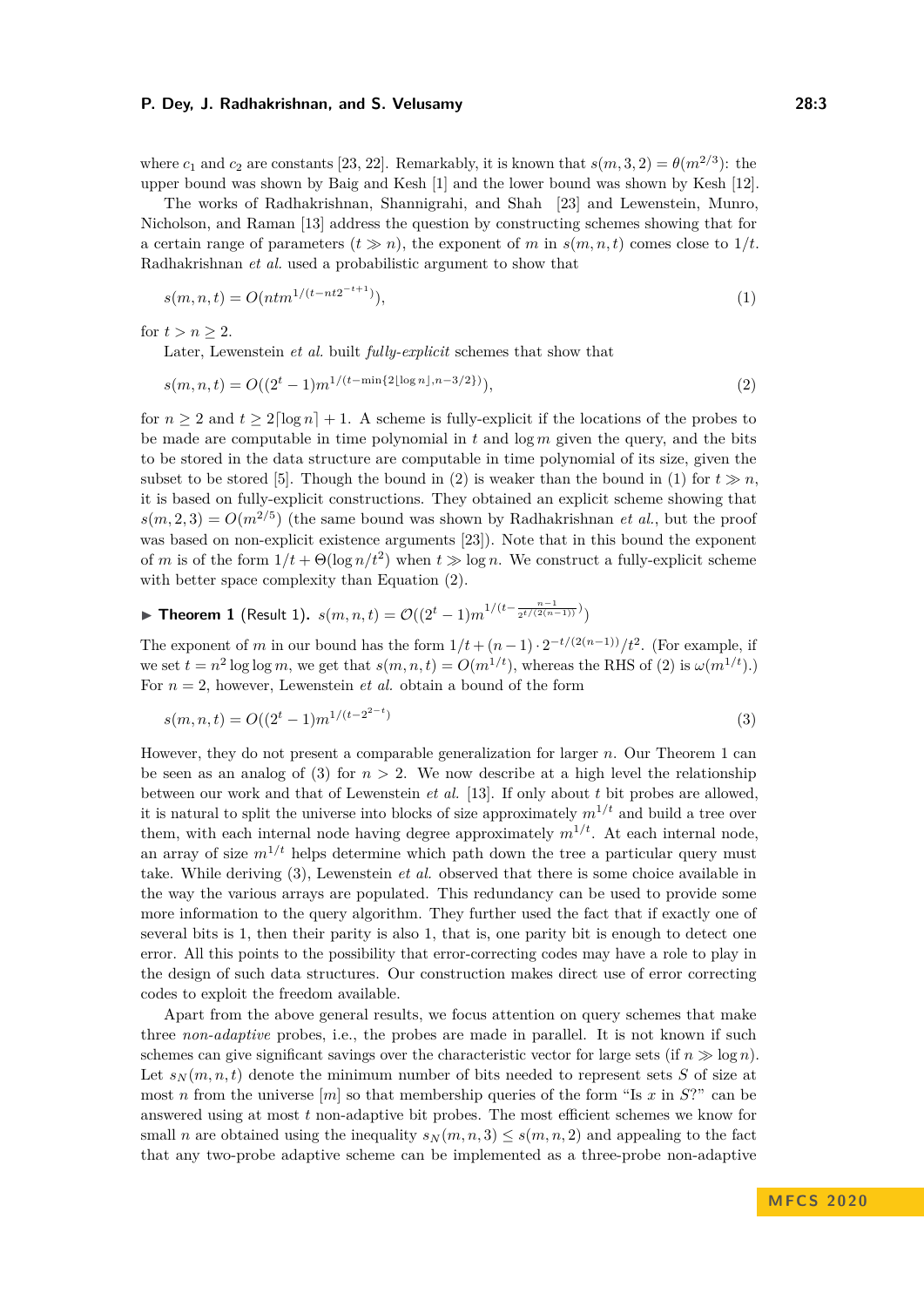where $c_1$ and $c_2$ are constants [23, 22]. Remarkably, it is known that $s(m, 3, 2) = \theta(m^{2/3})$: the upper bound was shown by Baig and Kesh [1] and the lower bound was shown by Kesh [12].

The works of Radhakrishnan, Shannigrahi, and Shah [23] and Lewenstein, Munro, Nicholson, and Raman [13] address the question by constructing schemes showing that for a certain range of parameters ($t \gg n$), the exponent of $m$ in $s(m, n, t)$ comes close to $1/t$. Radhakrishnan *et al.* used a probabilistic argument to show that

$$s(m, n, t) = O(ntm^{1/(t - nt2^{-t+1})}), \tag{1}$$

for $t > n \geq 2$.

Later, Lewenstein *et al.* built *fully-explicit* schemes that show that

$$s(m, n, t) = O((2^t - 1)m^{1/(t - \min\{2\lfloor \log n \rfloor, n-3/2\})}), \tag{2}$$

for $n \geq 2$ and $t \geq 2\lceil \log n \rceil + 1$. A scheme is fully-explicit if the locations of the probes to be made are computable in time polynomial in $t$ and $\log m$ given the query, and the bits to be stored in the data structure are computable in time polynomial of its size, given the subset to be stored [5]. Though the bound in (2) is weaker than the bound in (1) for $t \gg n$, it is based on fully-explicit constructions. They obtained an explicit scheme showing that $s(m, 2, 3) = O(m^{2/5})$ (the same bound was shown by Radhakrishnan *et al.*, but the proof was based on non-explicit existence arguments [23]). Note that in this bound the exponent of $m$ is of the form $1/t + \Theta(\log n/t^2)$ when $t \gg \log n$. We construct a fully-explicit scheme with better space complexity than Equation (2).

▶ **Theorem 1** (Result 1). $s(m, n, t) = \mathcal{O}((2^t - 1)m^{1/(t - \frac{n-1}{2^{t/(2(n-1))}})})$

The exponent of $m$ in our bound has the form $1/t + (n-1) \cdot 2^{-t/(2(n-1))}/t^2$. (For example, if we set $t = n^2 \log \log m$, we get that $s(m, n, t) = O(m^{1/t})$, whereas the RHS of (2) is $\omega(m^{1/t})$.) For $n = 2$, however, Lewenstein *et al.* obtain a bound of the form

$$s(m, n, t) = O((2^t - 1)m^{1/(t - 2^{2-t})}) \tag{3}$$

However, they do not present a comparable generalization for larger $n$. Our Theorem 1 can be seen as an analog of (3) for $n > 2$. We now describe at a high level the relationship between our work and that of Lewenstein *et al.* [13]. If only about $t$ bit probes are allowed, it is natural to split the universe into blocks of size approximately $m^{1/t}$ and build a tree over them, with each internal node having degree approximately $m^{1/t}$. At each internal node, an array of size $m^{1/t}$ helps determine which path down the tree a particular query must take. While deriving (3), Lewenstein *et al.* observed that there is some choice available in the way the various arrays are populated. This redundancy can be used to provide some more information to the query algorithm. They further used the fact that if exactly one of several bits is 1, then their parity is also 1, that is, one parity bit is enough to detect one error. All this points to the possibility that error-correcting codes may have a role to play in the design of such data structures. Our construction makes direct use of error correcting codes to exploit the freedom available.

Apart from the above general results, we focus attention on query schemes that make three *non-adaptive* probes, i.e., the probes are made in parallel. It is not known if such schemes can give significant savings over the characteristic vector for large sets (if $n \gg \log n$). Let $s_N(m, n, t)$ denote the minimum number of bits needed to represent sets $S$ of size at most $n$ from the universe $[m]$ so that membership queries of the form "Is $x$ in $S$?" can be answered using at most $t$ non-adaptive bit probes. The most efficient schemes we know for small $n$ are obtained using the inequality $s_N(m, n, 3) \leq s(m, n, 2)$ and appealing to the fact that any two-probe adaptive scheme can be implemented as a three-probe non-adaptive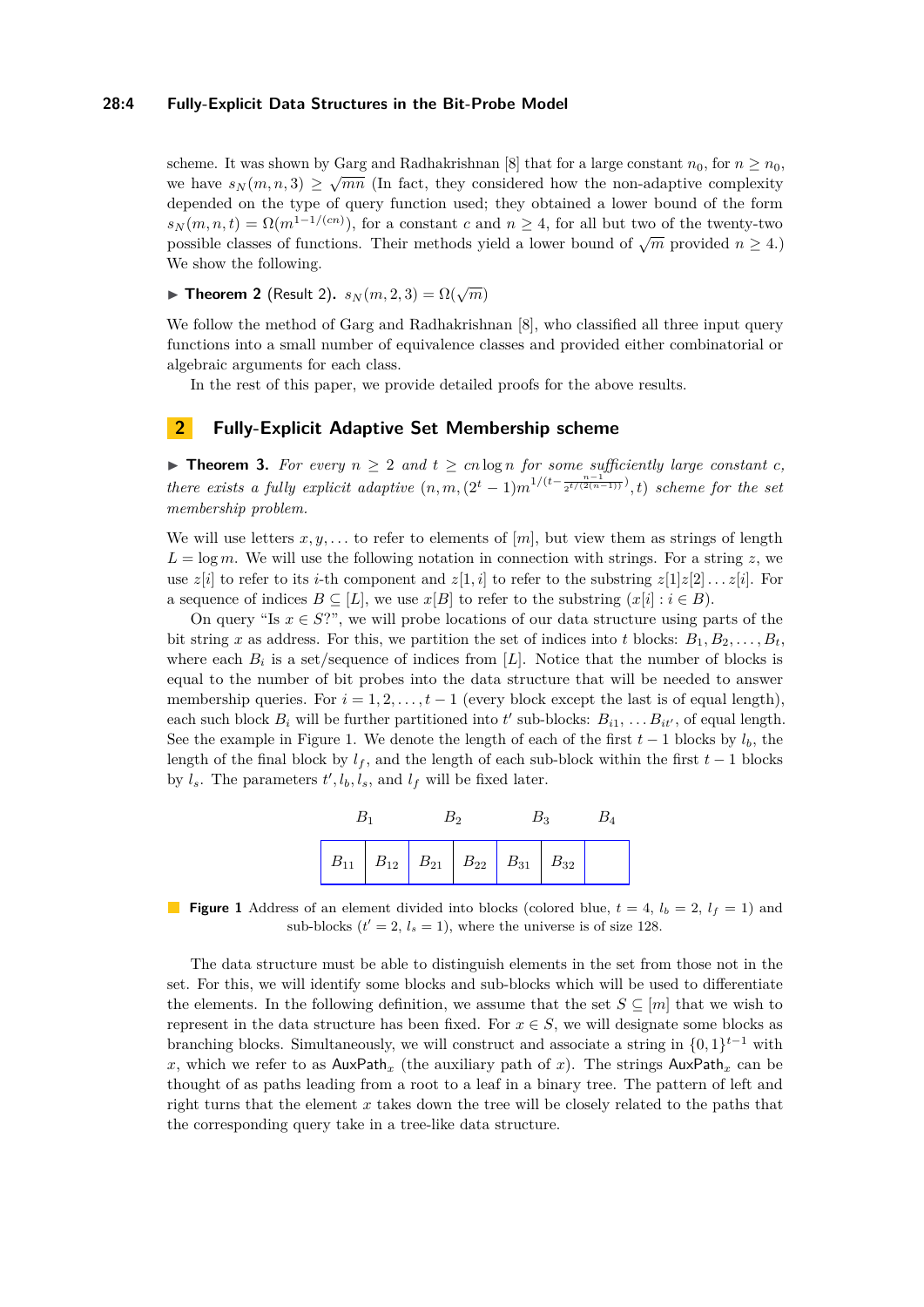scheme. It was shown by Garg and Radhakrishnan [8] that for a large constant $n_0$, for $n \geq n_0$, we have $s_N(m, n, 3) \geq \sqrt{mn}$ (In fact, they considered how the non-adaptive complexity depended on the type of query function used; they obtained a lower bound of the form $s_N(m, n, t) = \Omega(m^{1-1/(cn)})$, for a constant $c$ and $n \geq 4$, for all but two of the twenty-two possible classes of functions. Their methods yield a lower bound of $\sqrt{m}$ provided $n \geq 4$.) We show the following.

▶ **Theorem 2** (Result 2). $s_N(m, 2, 3) = \Omega(\sqrt{m})$

We follow the method of Garg and Radhakrishnan [8], who classified all three input query functions into a small number of equivalence classes and provided either combinatorial or algebraic arguments for each class.

In the rest of this paper, we provide detailed proofs for the above results.

## 2 Fully-Explicit Adaptive Set Membership scheme

▶ **Theorem 3.** *For every $n \geq 2$ and $t \geq cn \log n$ for some sufficiently large constant $c$, there exists a fully explicit adaptive $(n, m, (2^t - 1)m^{1/(t - \frac{n-1}{2^{t/(2(n-1))}})}, t)$ scheme for the set membership problem.*

We will use letters $x, y, \ldots$ to refer to elements of $[m]$, but view them as strings of length $L = \log m$. We will use the following notation in connection with strings. For a string $z$, we use $z[i]$ to refer to its $i$-th component and $z[1, i]$ to refer to the substring $z[1]z[2]\ldots z[i]$. For a sequence of indices $B \subseteq [L]$, we use $x[B]$ to refer to the substring $(x[i] : i \in B)$.

On query "Is $x \in S$?", we will probe locations of our data structure using parts of the bit string $x$ as address. For this, we partition the set of indices into $t$ blocks: $B_1, B_2, \ldots, B_t$, where each $B_i$ is a set/sequence of indices from $[L]$. Notice that the number of blocks is equal to the number of bit probes into the data structure that will be needed to answer membership queries. For $i = 1, 2, \ldots, t-1$ (every block except the last is of equal length), each such block $B_i$ will be further partitioned into $t'$ sub-blocks: $B_{i1}, \ldots B_{it'}$, of equal length. See the example in Figure 1. We denote the length of each of the first $t-1$ blocks by $l_b$, the length of the final block by $l_f$, and the length of each sub-block within the first $t-1$ blocks by $l_s$. The parameters $t', l_b, l_s$, and $l_f$ will be fixed later.

| $B_1$ | | $B_2$ | | $B_3$ | | $B_4$ |
|---|---|---|---|---|---|---|
| $B_{11}$ | $B_{12}$ | $B_{21}$ | $B_{22}$ | $B_{31}$ | $B_{32}$ | |

**Figure 1** Address of an element divided into blocks (colored blue, $t = 4$, $l_b = 2$, $l_f = 1$) and sub-blocks ($t' = 2$, $l_s = 1$), where the universe is of size 128.

The data structure must be able to distinguish elements in the set from those not in the set. For this, we will identify some blocks and sub-blocks which will be used to differentiate the elements. In the following definition, we assume that the set $S \subseteq [m]$ that we wish to represent in the data structure has been fixed. For $x \in S$, we will designate some blocks as branching blocks. Simultaneously, we will construct and associate a string in $\{0,1\}^{t-1}$ with $x$, which we refer to as $\mathsf{AuxPath}_x$ (the auxiliary path of $x$). The strings $\mathsf{AuxPath}_x$ can be thought of as paths leading from a root to a leaf in a binary tree. The pattern of left and right turns that the element $x$ takes down the tree will be closely related to the paths that the corresponding query take in a tree-like data structure.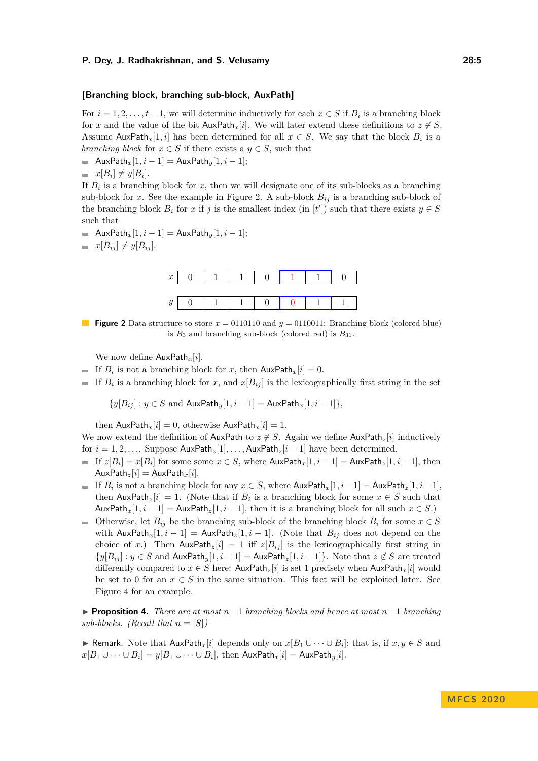**[Branching block, branching sub-block, AuxPath]**

For $i = 1, 2, \ldots, t-1$, we will determine inductively for each $x \in S$ if $B_i$ is a branching block for $x$ and the value of the bit $\mathsf{AuxPath}_x[i]$. We will later extend these definitions to $z \notin S$. Assume $\mathsf{AuxPath}_x[1, i]$ has been determined for all $x \in S$. We say that the block $B_i$ is a *branching block* for $x \in S$ if there exists a $y \in S$, such that

- $\mathsf{AuxPath}_x[1, i-1] = \mathsf{AuxPath}_y[1, i-1]$;
- $x[B_i] \neq y[B_i]$.

If $B_i$ is a branching block for $x$, then we will designate one of its sub-blocks as a branching sub-block for $x$. See the example in Figure 2. A sub-block $B_{ij}$ is a branching sub-block of the branching block $B_i$ for $x$ if $j$ is the smallest index (in $[t']$) such that there exists $y \in S$ such that

- $\mathsf{AuxPath}_x[1, i-1] = \mathsf{AuxPath}_y[1, i-1]$;
- $x[B_{ij}] \neq y[B_{ij}]$.

| $x$ | 0 | 1 | 1 | 0 | 1 | 1 | 0 |
|---|---|---|---|---|---|---|---|
| $y$ | 0 | 1 | 1 | 0 | 0 | 1 | 1 |

**Figure 2** Data structure to store $x = 0110110$ and $y = 0110011$: Branching block (colored blue) is $B_3$ and branching sub-block (colored red) is $B_{31}$.

We now define $\mathsf{AuxPath}_x[i]$.

- If $B_i$ is not a branching block for $x$, then $\mathsf{AuxPath}_x[i] = 0$.
- If $B_i$ is a branching block for $x$, and $x[B_{ij}]$ is the lexicographically first string in the set

$$\{y[B_{ij}] : y \in S \text{ and } \mathsf{AuxPath}_y[1, i-1] = \mathsf{AuxPath}_x[1, i-1]\},$$

then $\mathsf{AuxPath}_x[i] = 0$, otherwise $\mathsf{AuxPath}_x[i] = 1$.

We now extend the definition of $\mathsf{AuxPath}$ to $z \notin S$. Again we define $\mathsf{AuxPath}_z[i]$ inductively for $i = 1, 2, \ldots$. Suppose $\mathsf{AuxPath}_z[1], \ldots, \mathsf{AuxPath}_z[i-1]$ have been determined.

- If $z[B_i] = x[B_i]$ for some some $x \in S$, where $\mathsf{AuxPath}_x[1, i-1] = \mathsf{AuxPath}_z[1, i-1]$, then $\mathsf{AuxPath}_z[i] = \mathsf{AuxPath}_x[i]$.
- If $B_i$ is not a branching block for any $x \in S$, where $\mathsf{AuxPath}_x[1, i-1] = \mathsf{AuxPath}_z[1, i-1]$, then $\mathsf{AuxPath}_z[i] = 1$. (Note that if $B_i$ is a branching block for some $x \in S$ such that $\mathsf{AuxPath}_x[1, i-1] = \mathsf{AuxPath}_z[1, i-1]$, then it is a branching block for all such $x \in S$.)
- Otherwise, let $B_{ij}$ be the branching sub-block of the branching block $B_i$ for some $x \in S$ with $\mathsf{AuxPath}_x[1, i-1] = \mathsf{AuxPath}_z[1, i-1]$. (Note that $B_{ij}$ does not depend on the choice of $x$.) Then $\mathsf{AuxPath}_z[i] = 1$ iff $z[B_{ij}]$ is the lexicographically first string in $\{y[B_{ij}] : y \in S \text{ and } \mathsf{AuxPath}_y[1, i-1] = \mathsf{AuxPath}_z[1, i-1]\}$. Note that $z \notin S$ are treated differently compared to $x \in S$ here: $\mathsf{AuxPath}_z[i]$ is set 1 precisely when $\mathsf{AuxPath}_x[i]$ would be set to 0 for an $x \in S$ in the same situation. This fact will be exploited later. See Figure 4 for an example.

▶ **Proposition 4.** *There are at most $n-1$ branching blocks and hence at most $n-1$ branching sub-blocks. (Recall that $n = |S|$)*

▶ Remark. Note that $\mathsf{AuxPath}_x[i]$ depends only on $x[B_1 \cup \cdots \cup B_i]$; that is, if $x, y \in S$ and $x[B_1 \cup \cdots \cup B_i] = y[B_1 \cup \cdots \cup B_i]$, then $\mathsf{AuxPath}_x[i] = \mathsf{AuxPath}_y[i]$.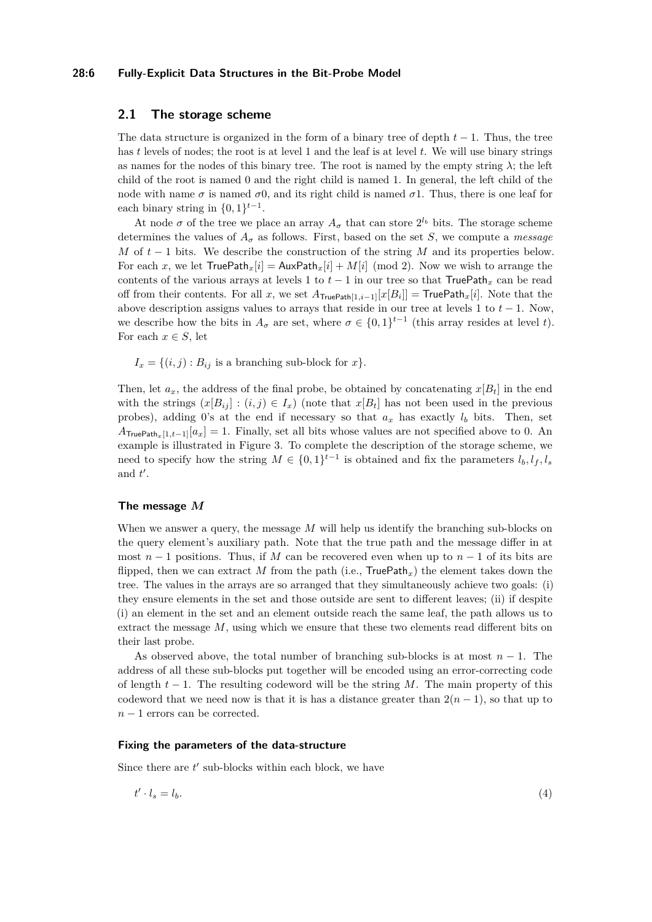## 2.1 The storage scheme

The data structure is organized in the form of a binary tree of depth $t-1$. Thus, the tree has $t$ levels of nodes; the root is at level 1 and the leaf is at level $t$. We will use binary strings as names for the nodes of this binary tree. The root is named by the empty string $\lambda$; the left child of the root is named 0 and the right child is named 1. In general, the left child of the node with name $\sigma$ is named $\sigma 0$, and its right child is named $\sigma 1$. Thus, there is one leaf for each binary string in $\{0,1\}^{t-1}$.

At node $\sigma$ of the tree we place an array $A_\sigma$ that can store $2^{l_b}$ bits. The storage scheme determines the values of $A_\sigma$ as follows. First, based on the set $S$, we compute a *message* $M$ of $t-1$ bits. We describe the construction of the string $M$ and its properties below. For each $x$, we let $\mathsf{TruePath}_x[i] = \mathsf{AuxPath}_x[i] + M[i] \pmod 2$. Now we wish to arrange the contents of the various arrays at levels 1 to $t-1$ in our tree so that $\mathsf{TruePath}_x$ can be read off from their contents. For all $x$, we set $A_{\mathsf{TruePath}[1,i-1]}[x[B_i]] = \mathsf{TruePath}_x[i]$. Note that the above description assigns values to arrays that reside in our tree at levels 1 to $t-1$. Now, we describe how the bits in $A_\sigma$ are set, where $\sigma \in \{0,1\}^{t-1}$ (this array resides at level $t$). For each $x \in S$, let

$$I_x = \{(i,j) : B_{ij} \text{ is a branching sub-block for } x\}.$$

Then, let $a_x$, the address of the final probe, be obtained by concatenating $x[B_t]$ in the end with the strings $(x[B_{ij}] : (i,j) \in I_x)$ (note that $x[B_t]$ has not been used in the previous probes), adding 0's at the end if necessary so that $a_x$ has exactly $l_b$ bits. Then, set $A_{\mathsf{TruePath}_x[1,t-1]}[a_x] = 1$. Finally, set all bits whose values are not specified above to 0. An example is illustrated in Figure 3. To complete the description of the storage scheme, we need to specify how the string $M \in \{0,1\}^{t-1}$ is obtained and fix the parameters $l_b, l_f, l_s$ and $t'$.

#### The message $M$

When we answer a query, the message $M$ will help us identify the branching sub-blocks on the query element's auxiliary path. Note that the true path and the message differ in at most $n-1$ positions. Thus, if $M$ can be recovered even when up to $n-1$ of its bits are flipped, then we can extract $M$ from the path (i.e., $\mathsf{TruePath}_x$) the element takes down the tree. The values in the arrays are so arranged that they simultaneously achieve two goals: (i) they ensure elements in the set and those outside are sent to different leaves; (ii) if despite (i) an element in the set and an element outside reach the same leaf, the path allows us to extract the message $M$, using which we ensure that these two elements read different bits on their last probe.

As observed above, the total number of branching sub-blocks is at most $n-1$. The address of all these sub-blocks put together will be encoded using an error-correcting code of length $t-1$. The resulting codeword will be the string $M$. The main property of this codeword that we need now is that it is has a distance greater than $2(n-1)$, so that up to $n-1$ errors can be corrected.

#### Fixing the parameters of the data-structure

Since there are $t'$ sub-blocks within each block, we have

$$t' \cdot l_s = l_b. \tag{4}$$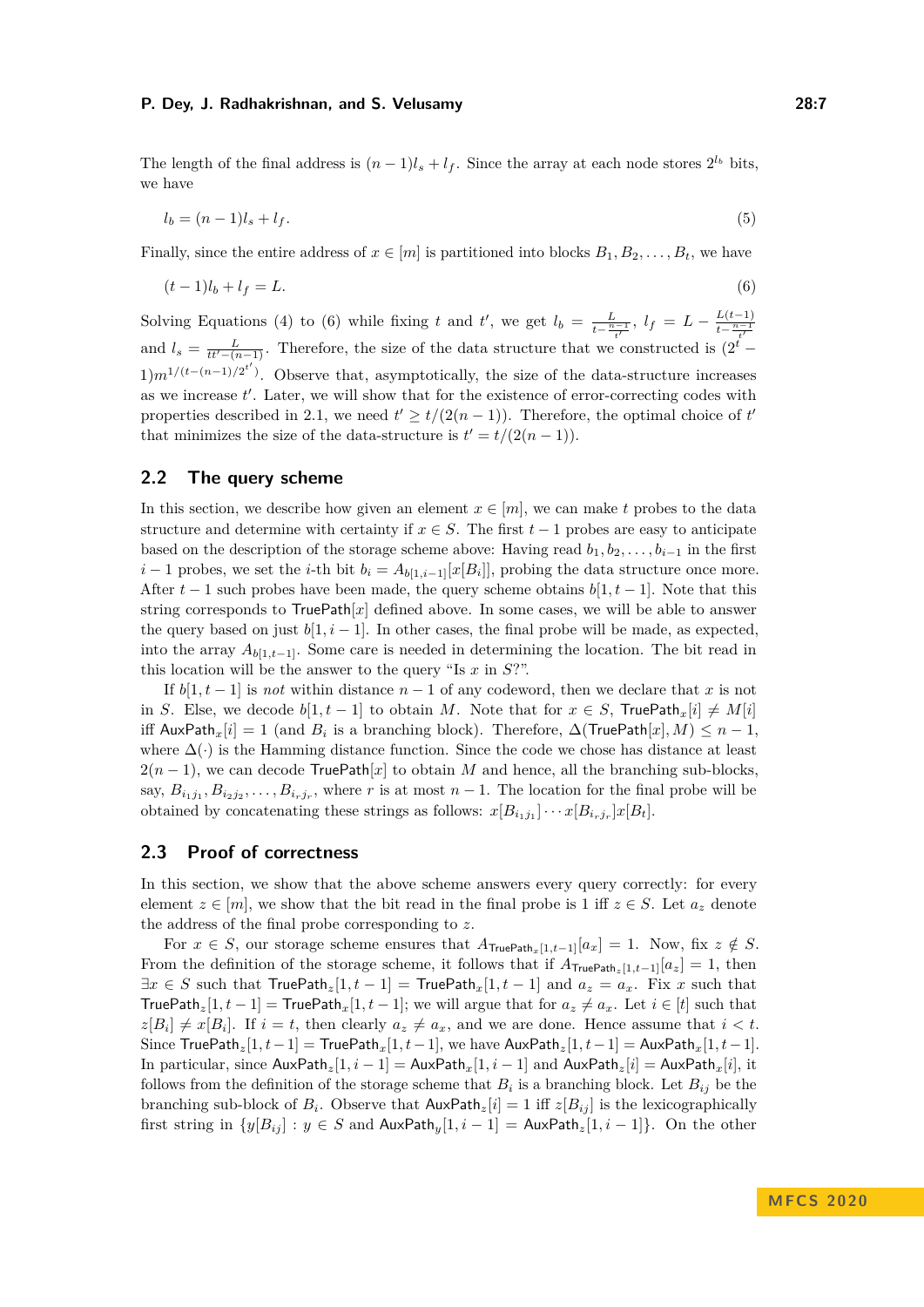The length of the final address is $(n-1)l_s + l_f$. Since the array at each node stores $2^{l_b}$ bits, we have

$$l_b = (n-1)l_s + l_f. \tag{5}$$

Finally, since the entire address of $x \in [m]$ is partitioned into blocks $B_1, B_2, \ldots, B_t$, we have

$$(t-1)l_b + l_f = L. \tag{6}$$

Solving Equations (4) to (6) while fixing $t$ and $t'$, we get $l_b = \frac{L}{t - \frac{n-1}{t'}}$, $l_f = L - \frac{L(t-1)}{t-\frac{n-1}{t'}}$ and $l_s = \frac{L}{tt' - (n-1)}$. Therefore, the size of the data structure that we constructed is $(2^t - 1)m^{1/(t-(n-1)/2^{t'})}$. Observe that, asymptotically, the size of the data-structure increases as we increase $t'$. Later, we will show that for the existence of error-correcting codes with properties described in 2.1, we need $t' \geq t/(2(n-1))$. Therefore, the optimal choice of $t'$ that minimizes the size of the data-structure is $t' = t/(2(n-1))$.

## 2.2 The query scheme

In this section, we describe how given an element $x \in [m]$, we can make $t$ probes to the data structure and determine with certainty if $x \in S$. The first $t-1$ probes are easy to anticipate based on the description of the storage scheme above: Having read $b_1, b_2, \ldots, b_{i-1}$ in the first $i-1$ probes, we set the $i$-th bit $b_i = A_{b[1,i-1]}[x[B_i]]$, probing the data structure once more. After $t-1$ such probes have been made, the query scheme obtains $b[1, t-1]$. Note that this string corresponds to $\mathsf{TruePath}[x]$ defined above. In some cases, we will be able to answer the query based on just $b[1, i-1]$. In other cases, the final probe will be made, as expected, into the array $A_{b[1,t-1]}$. Some care is needed in determining the location. The bit read in this location will be the answer to the query "Is $x$ in $S$?".

If $b[1, t-1]$ is *not* within distance $n-1$ of any codeword, then we declare that $x$ is not in $S$. Else, we decode $b[1, t-1]$ to obtain $M$. Note that for $x \in S$, $\mathsf{TruePath}_x[i] \neq M[i]$ iff $\mathsf{AuxPath}_x[i] = 1$ (and $B_i$ is a branching block). Therefore, $\Delta(\mathsf{TruePath}[x], M) \leq n-1$, where $\Delta(\cdot)$ is the Hamming distance function. Since the code we chose has distance at least $2(n-1)$, we can decode $\mathsf{TruePath}[x]$ to obtain $M$ and hence, all the branching sub-blocks, say, $B_{i_1 j_1}, B_{i_2 j_2}, \ldots, B_{i_r j_r}$, where $r$ is at most $n-1$. The location for the final probe will be obtained by concatenating these strings as follows: $x[B_{i_1 j_1}] \cdots x[B_{i_r j_r}] x[B_t]$.

## 2.3 Proof of correctness

In this section, we show that the above scheme answers every query correctly: for every element $z \in [m]$, we show that the bit read in the final probe is 1 iff $z \in S$. Let $a_z$ denote the address of the final probe corresponding to $z$.

For $x \in S$, our storage scheme ensures that $A_{\mathsf{TruePath}_x[1,t-1]}[a_x] = 1$. Now, fix $z \notin S$. From the definition of the storage scheme, it follows that if $A_{\mathsf{TruePath}_z[1,t-1]}[a_z] = 1$, then $\exists x \in S$ such that $\mathsf{TruePath}_z[1, t-1] = \mathsf{TruePath}_x[1, t-1]$ and $a_z = a_x$. Fix $x$ such that $\mathsf{TruePath}_z[1, t-1] = \mathsf{TruePath}_x[1, t-1]$; we will argue that for $a_z \neq a_x$. Let $i \in [t]$ such that $z[B_i] \neq x[B_i]$. If $i = t$, then clearly $a_z \neq a_x$, and we are done. Hence assume that $i < t$. Since $\mathsf{TruePath}_z[1, t-1] = \mathsf{TruePath}_x[1, t-1]$, we have $\mathsf{AuxPath}_z[1, t-1] = \mathsf{AuxPath}_x[1, t-1]$. In particular, since $\mathsf{AuxPath}_z[1, i-1] = \mathsf{AuxPath}_x[1, i-1]$ and $\mathsf{AuxPath}_z[i] = \mathsf{AuxPath}_x[i]$, it follows from the definition of the storage scheme that $B_i$ is a branching block. Let $B_{ij}$ be the branching sub-block of $B_i$. Observe that $\mathsf{AuxPath}_z[i] = 1$ iff $z[B_{ij}]$ is the lexicographically first string in $\{y[B_{ij}] : y \in S \text{ and } \mathsf{AuxPath}_y[1, i-1] = \mathsf{AuxPath}_z[1, i-1]\}$. On the other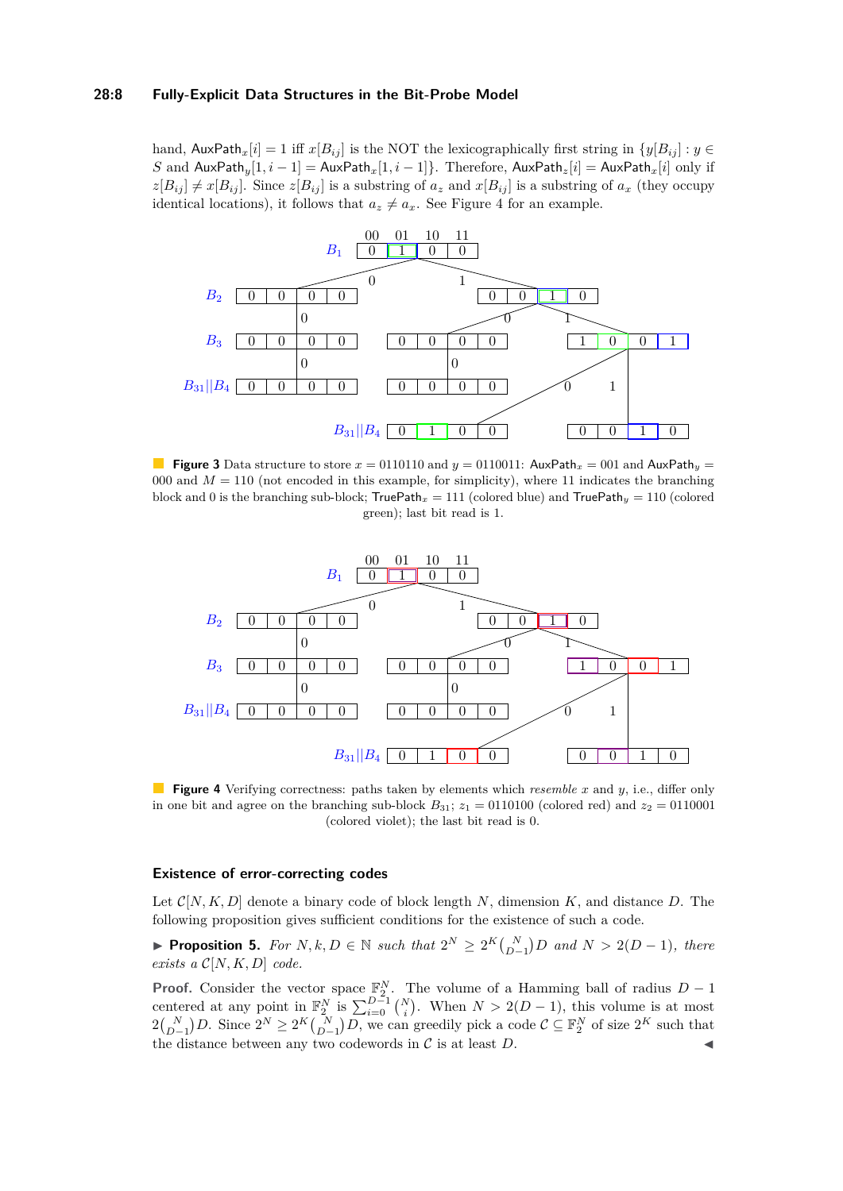hand, $\mathsf{AuxPath}_x[i] = 1$ iff $x[B_{ij}]$ is the NOT the lexicographically first string in $\{y[B_{ij}] : y \in S$ and $\mathsf{AuxPath}_y[1, i-1] = \mathsf{AuxPath}_x[1, i-1]\}$. Therefore, $\mathsf{AuxPath}_z[i] = \mathsf{AuxPath}_x[i]$ only if $z[B_{ij}] \neq x[B_{ij}]$. Since $z[B_{ij}]$ is a substring of $a_z$ and $x[B_{ij}]$ is a substring of $a_x$ (they occupy identical locations), it follows that $a_z \neq a_x$. See Figure 4 for an example.

**Figure 3** Data structure to store $x = 0110110$ and $y = 0110011$: $\mathsf{AuxPath}_x = 001$ and $\mathsf{AuxPath}_y = 000$ and $M = 110$ (not encoded in this example, for simplicity), where 11 indicates the branching block and 0 is the branching sub-block; $\mathsf{TruePath}_x = 111$ (colored blue) and $\mathsf{TruePath}_y = 110$ (colored green); last bit read is 1.

**Figure 4** Verifying correctness: paths taken by elements which *resemble* $x$ and $y$, i.e., differ only in one bit and agree on the branching sub-block $B_{31}$; $z_1 = 0110100$ (colored red) and $z_2 = 0110001$ (colored violet); the last bit read is 0.

### Existence of error-correcting codes

Let $\mathcal{C}[N, K, D]$ denote a binary code of block length $N$, dimension $K$, and distance $D$. The following proposition gives sufficient conditions for the existence of such a code.

▶ **Proposition 5.** *For $N, k, D \in \mathbb{N}$ such that $2^N \geq 2^K \binom{N}{D-1} D$ and $N > 2(D-1)$, there exists a $\mathcal{C}[N, K, D]$ code.*

**Proof.** Consider the vector space $\mathbb{F}_2^N$. The volume of a Hamming ball of radius $D-1$ centered at any point in $\mathbb{F}_2^N$ is $\sum_{i=0}^{D-1} \binom{N}{i}$. When $N > 2(D-1)$, this volume is at most $2\binom{N}{D-1} D$. Since $2^N \geq 2^K \binom{N}{D-1} D$, we can greedily pick a code $\mathcal{C} \subseteq \mathbb{F}_2^N$ of size $2^K$ such that the distance between any two codewords in $\mathcal{C}$ is at least $D$. ◀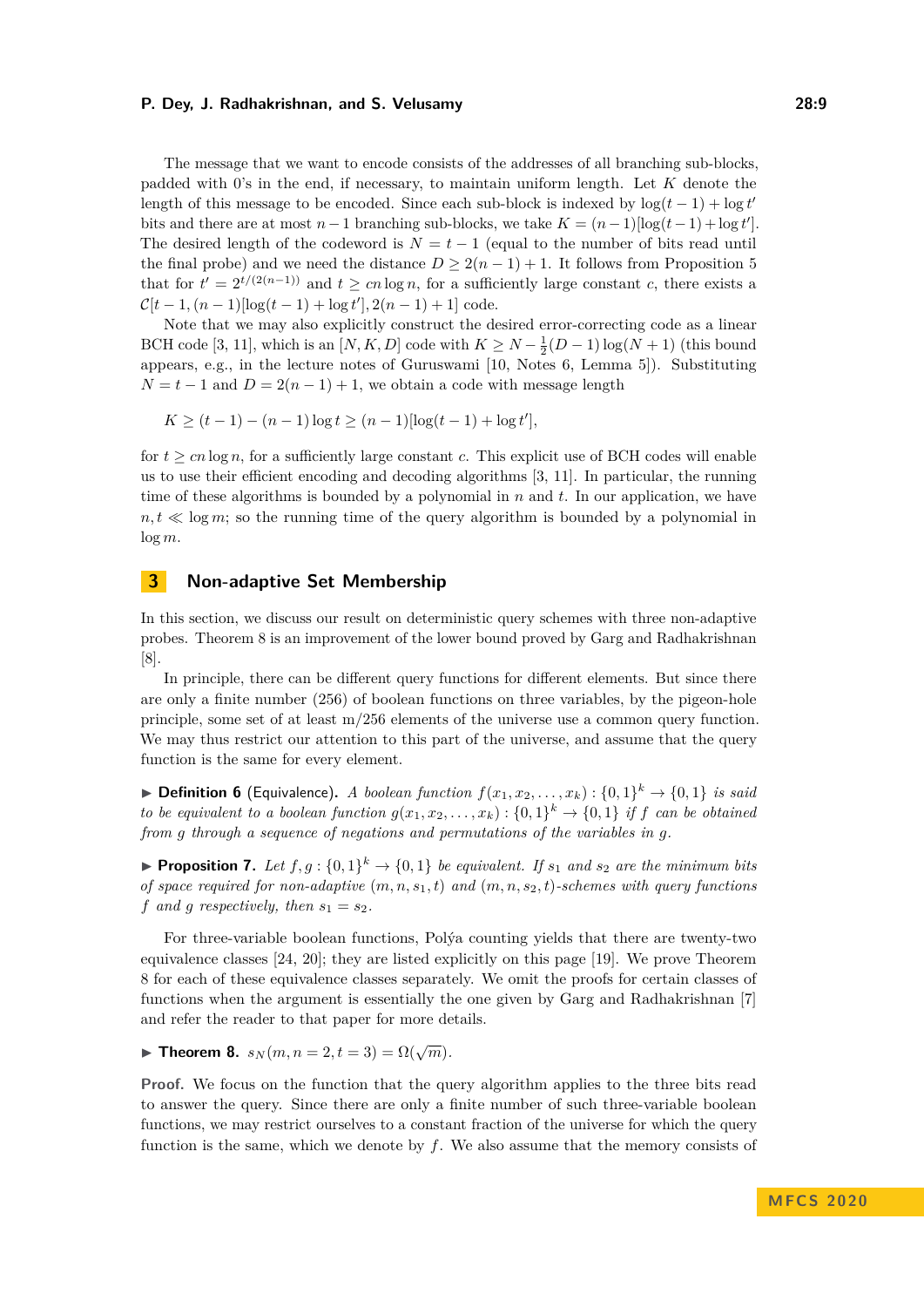The message that we want to encode consists of the addresses of all branching sub-blocks, padded with 0's in the end, if necessary, to maintain uniform length. Let $K$ denote the length of this message to be encoded. Since each sub-block is indexed by $\log(t-1) + \log t'$ bits and there are at most $n-1$ branching sub-blocks, we take $K = (n-1)[\log(t-1) + \log t']$. The desired length of the codeword is $N = t-1$ (equal to the number of bits read until the final probe) and we need the distance $D \geq 2(n-1)+1$. It follows from Proposition 5 that for $t' = 2^{t/(2(n-1))}$ and $t \geq cn \log n$, for a sufficiently large constant $c$, there exists a $\mathcal{C}[t-1, (n-1)[\log(t-1) + \log t'], 2(n-1)+1]$ code.

Note that we may also explicitly construct the desired error-correcting code as a linear BCH code [3, 11], which is an $[N, K, D]$ code with $K \geq N - \frac{1}{2}(D-1)\log(N+1)$ (this bound appears, e.g., in the lecture notes of Guruswami [10, Notes 6, Lemma 5]). Substituting $N = t-1$ and $D = 2(n-1)+1$, we obtain a code with message length

$$K \geq (t-1) - (n-1)\log t \geq (n-1)[\log(t-1) + \log t'],$$

for $t \geq cn \log n$, for a sufficiently large constant $c$. This explicit use of BCH codes will enable us to use their efficient encoding and decoding algorithms [3, 11]. In particular, the running time of these algorithms is bounded by a polynomial in $n$ and $t$. In our application, we have $n, t \ll \log m$; so the running time of the query algorithm is bounded by a polynomial in $\log m$.

# 3 Non-adaptive Set Membership

In this section, we discuss our result on deterministic query schemes with three non-adaptive probes. Theorem 8 is an improvement of the lower bound proved by Garg and Radhakrishnan [8].

In principle, there can be different query functions for different elements. But since there are only a finite number (256) of boolean functions on three variables, by the pigeon-hole principle, some set of at least m/256 elements of the universe use a common query function. We may thus restrict our attention to this part of the universe, and assume that the query function is the same for every element.

▶ **Definition 6** (Equivalence). *A boolean function $f(x_1, x_2, \ldots, x_k) : \{0,1\}^k \to \{0,1\}$ is said to be equivalent to a boolean function $g(x_1, x_2, \ldots, x_k) : \{0,1\}^k \to \{0,1\}$ if $f$ can be obtained from $g$ through a sequence of negations and permutations of the variables in $g$.*

▶ **Proposition 7.** *Let $f, g : \{0,1\}^k \to \{0,1\}$ be equivalent. If $s_1$ and $s_2$ are the minimum bits of space required for non-adaptive $(m, n, s_1, t)$ and $(m, n, s_2, t)$-schemes with query functions $f$ and $g$ respectively, then $s_1 = s_2$.*

For three-variable boolean functions, Polýa counting yields that there are twenty-two equivalence classes [24, 20]; they are listed explicitly on this page [19]. We prove Theorem 8 for each of these equivalence classes separately. We omit the proofs for certain classes of functions when the argument is essentially the one given by Garg and Radhakrishnan [7] and refer the reader to that paper for more details.

▶ **Theorem 8.** $s_N(m, n=2, t=3) = \Omega(\sqrt{m})$.

**Proof.** We focus on the function that the query algorithm applies to the three bits read to answer the query. Since there are only a finite number of such three-variable boolean functions, we may restrict ourselves to a constant fraction of the universe for which the query function is the same, which we denote by $f$. We also assume that the memory consists of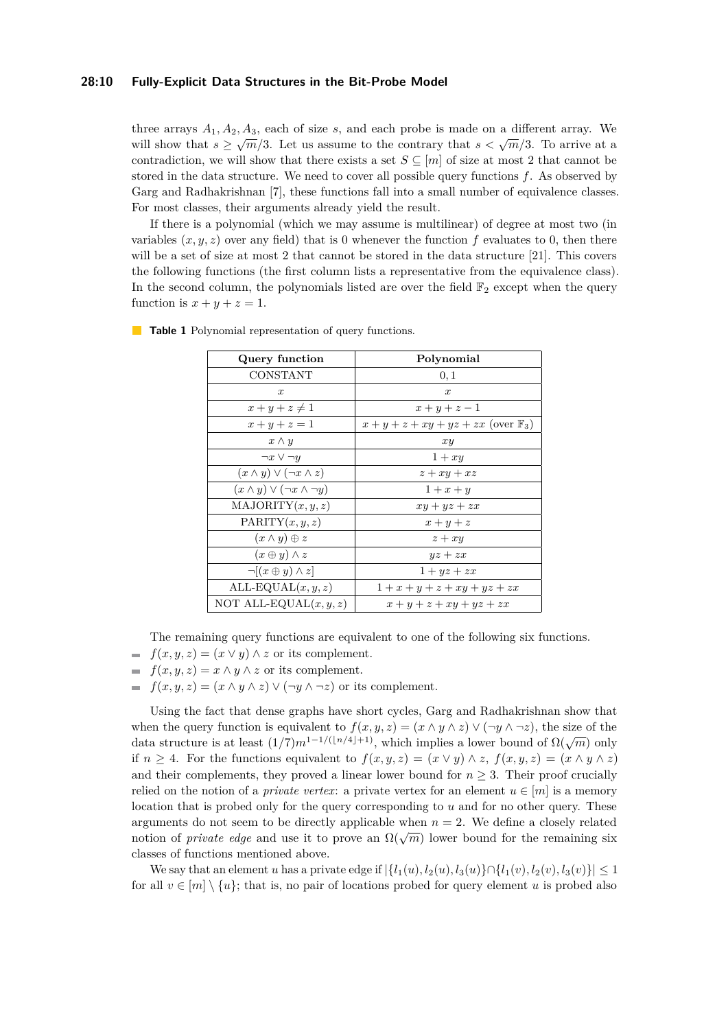three arrays $A_1, A_2, A_3$, each of size $s$, and each probe is made on a different array. We will show that $s \geq \sqrt{m}/3$. Let us assume to the contrary that $s < \sqrt{m}/3$. To arrive at a contradiction, we will show that there exists a set $S \subseteq [m]$ of size at most 2 that cannot be stored in the data structure. We need to cover all possible query functions $f$. As observed by Garg and Radhakrishnan [7], these functions fall into a small number of equivalence classes. For most classes, their arguments already yield the result.

If there is a polynomial (which we may assume is multilinear) of degree at most two (in variables $(x, y, z)$ over any field) that is 0 whenever the function $f$ evaluates to 0, then there will be a set of size at most 2 that cannot be stored in the data structure [21]. This covers the following functions (the first column lists a representative from the equivalence class). In the second column, the polynomials listed are over the field $\mathbb{F}_2$ except when the query function is $x + y + z = 1$.

**Table 1** Polynomial representation of query functions.

| Query function | Polynomial |
|---|---|
| CONSTANT | $0, 1$ |
| $x$ | $x$ |
| $x + y + z \neq 1$ | $x + y + z - 1$ |
| $x + y + z = 1$ | $x + y + z + xy + yz + zx$ (over $\mathbb{F}_3$) |
| $x \wedge y$ | $xy$ |
| $\neg x \vee \neg y$ | $1 + xy$ |
| $(x \wedge y) \vee (\neg x \wedge z)$ | $z + xy + xz$ |
| $(x \wedge y) \vee (\neg x \wedge \neg y)$ | $1 + x + y$ |
| MAJORITY$(x, y, z)$ | $xy + yz + zx$ |
| PARITY$(x, y, z)$ | $x + y + z$ |
| $(x \wedge y) \oplus z$ | $z + xy$ |
| $(x \oplus y) \wedge z$ | $yz + zx$ |
| $\neg[(x \oplus y) \wedge z]$ | $1 + yz + zx$ |
| ALL-EQUAL$(x, y, z)$ | $1 + x + y + z + xy + yz + zx$ |
| NOT ALL-EQUAL$(x, y, z)$ | $x + y + z + xy + yz + zx$ |

The remaining query functions are equivalent to one of the following six functions.

- $f(x, y, z) = (x \vee y) \wedge z$ or its complement.
- $f(x, y, z) = x \wedge y \wedge z$ or its complement.
- $f(x, y, z) = (x \wedge y \wedge z) \vee (\neg y \wedge \neg z)$ or its complement.

Using the fact that dense graphs have short cycles, Garg and Radhakrishnan show that when the query function is equivalent to $f(x, y, z) = (x \wedge y \wedge z) \vee (\neg y \wedge \neg z)$, the size of the data structure is at least $(1/7)m^{1-1/(\lfloor n/4 \rfloor+1)}$, which implies a lower bound of $\Omega(\sqrt{m})$ only if $n \geq 4$. For the functions equivalent to $f(x, y, z) = (x \vee y) \wedge z$, $f(x, y, z) = (x \wedge y \wedge z)$ and their complements, they proved a linear lower bound for $n \geq 3$. Their proof crucially relied on the notion of a *private vertex*: a private vertex for an element $u \in [m]$ is a memory location that is probed only for the query corresponding to $u$ and for no other query. These arguments do not seem to be directly applicable when $n = 2$. We define a closely related notion of *private edge* and use it to prove an $\Omega(\sqrt{m})$ lower bound for the remaining six classes of functions mentioned above.

We say that an element $u$ has a private edge if $|\{l_1(u), l_2(u), l_3(u)\} \cap \{l_1(v), l_2(v), l_3(v)\}| \leq 1$ for all $v \in [m] \setminus \{u\}$; that is, no pair of locations probed for query element $u$ is probed also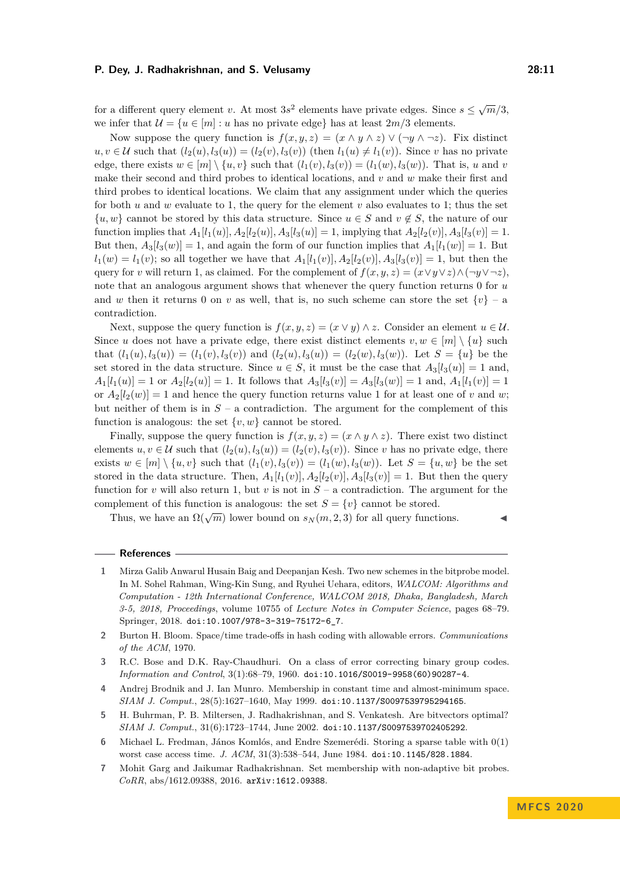for a different query element $v$. At most $3s^2$ elements have private edges. Since $s \leq \sqrt{m}/3$, we infer that $\mathcal{U} = \{u \in [m] : u \text{ has no private edge}\}$ has at least $2m/3$ elements.

Now suppose the query function is $f(x, y, z) = (x \wedge y \wedge z) \vee (\neg y \wedge \neg z)$. Fix distinct $u, v \in \mathcal{U}$ such that $(l_2(u), l_3(u)) = (l_2(v), l_3(v))$ (then $l_1(u) \neq l_1(v)$). Since $v$ has no private edge, there exists $w \in [m] \setminus \{u, v\}$ such that $(l_1(v), l_3(v)) = (l_1(w), l_3(w))$. That is, $u$ and $v$ make their second and third probes to identical locations, and $v$ and $w$ make their first and third probes to identical locations. We claim that any assignment under which the queries for both $u$ and $w$ evaluate to 1, the query for the element $v$ also evaluates to 1; thus the set $\{u, w\}$ cannot be stored by this data structure. Since $u \in S$ and $v \notin S$, the nature of our function implies that $A_1[l_1(u)], A_2[l_2(u)], A_3[l_3(u)] = 1$, implying that $A_2[l_2(v)], A_3[l_3(v)] = 1$. But then, $A_3[l_3(w)] = 1$, and again the form of our function implies that $A_1[l_1(w)] = 1$. But $l_1(w) = l_1(v)$; so all together we have that $A_1[l_1(v)], A_2[l_2(v)], A_3[l_3(v)] = 1$, but then the query for $v$ will return 1, as claimed. For the complement of $f(x, y, z) = (x \vee y \vee z) \wedge (\neg y \vee \neg z)$, note that an analogous argument shows that whenever the query function returns 0 for $u$ and $w$ then it returns 0 on $v$ as well, that is, no such scheme can store the set $\{v\}$ – a contradiction.

Next, suppose the query function is $f(x, y, z) = (x \vee y) \wedge z$. Consider an element $u \in \mathcal{U}$. Since $u$ does not have a private edge, there exist distinct elements $v, w \in [m] \setminus \{u\}$ such that $(l_1(u), l_3(u)) = (l_1(v), l_3(v))$ and $(l_2(u), l_3(u)) = (l_2(w), l_3(w))$. Let $S = \{u\}$ be the set stored in the data structure. Since $u \in S$, it must be the case that $A_3[l_3(u)] = 1$ and, $A_1[l_1(u)] = 1$ or $A_2[l_2(u)] = 1$. It follows that $A_3[l_3(v)] = A_3[l_3(w)] = 1$ and, $A_1[l_1(v)] = 1$ or $A_2[l_2(w)] = 1$ and hence the query function returns value 1 for at least one of $v$ and $w$; but neither of them is in $S$ – a contradiction. The argument for the complement of this function is analogous: the set $\{v, w\}$ cannot be stored.

Finally, suppose the query function is $f(x, y, z) = (x \wedge y \wedge z)$. There exist two distinct elements $u, v \in \mathcal{U}$ such that $(l_2(u), l_3(u)) = (l_2(v), l_3(v))$. Since $v$ has no private edge, there exists $w \in [m] \setminus \{u, v\}$ such that $(l_1(v), l_3(v)) = (l_1(w), l_3(w))$. Let $S = \{u, w\}$ be the set stored in the data structure. Then, $A_1[l_1(v)], A_2[l_2(v)], A_3[l_3(v)] = 1$. But then the query function for $v$ will also return 1, but $v$ is not in $S$ – a contradiction. The argument for the complement of this function is analogous: the set $S = \{v\}$ cannot be stored.

Thus, we have an $\Omega(\sqrt{m})$ lower bound on $s_N(m, 2, 3)$ for all query functions. ◀

## References

1. Mirza Galib Anwarul Husain Baig and Deepanjan Kesh. Two new schemes in the bitprobe model. In M. Sohel Rahman, Wing-Kin Sung, and Ryuhei Uehara, editors, *WALCOM: Algorithms and Computation - 12th International Conference, WALCOM 2018, Dhaka, Bangladesh, March 3-5, 2018, Proceedings*, volume 10755 of *Lecture Notes in Computer Science*, pages 68–79. Springer, 2018. doi:10.1007/978-3-319-75172-6_7.
2. Burton H. Bloom. Space/time trade-offs in hash coding with allowable errors. *Communications of the ACM*, 1970.
3. R.C. Bose and D.K. Ray-Chaudhuri. On a class of error correcting binary group codes. *Information and Control*, 3(1):68–79, 1960. doi:10.1016/S0019-9958(60)90287-4.
4. Andrej Brodnik and J. Ian Munro. Membership in constant time and almost-minimum space. *SIAM J. Comput.*, 28(5):1627–1640, May 1999. doi:10.1137/S0097539795294165.
5. H. Buhrman, P. B. Miltersen, J. Radhakrishnan, and S. Venkatesh. Are bitvectors optimal? *SIAM J. Comput.*, 31(6):1723–1744, June 2002. doi:10.1137/S0097539702405292.
6. Michael L. Fredman, János Komlós, and Endre Szemerédi. Storing a sparse table with 0(1) worst case access time. *J. ACM*, 31(3):538–544, June 1984. doi:10.1145/828.1884.
7. Mohit Garg and Jaikumar Radhakrishnan. Set membership with non-adaptive bit probes. *CoRR*, abs/1612.09388, 2016. arXiv:1612.09388.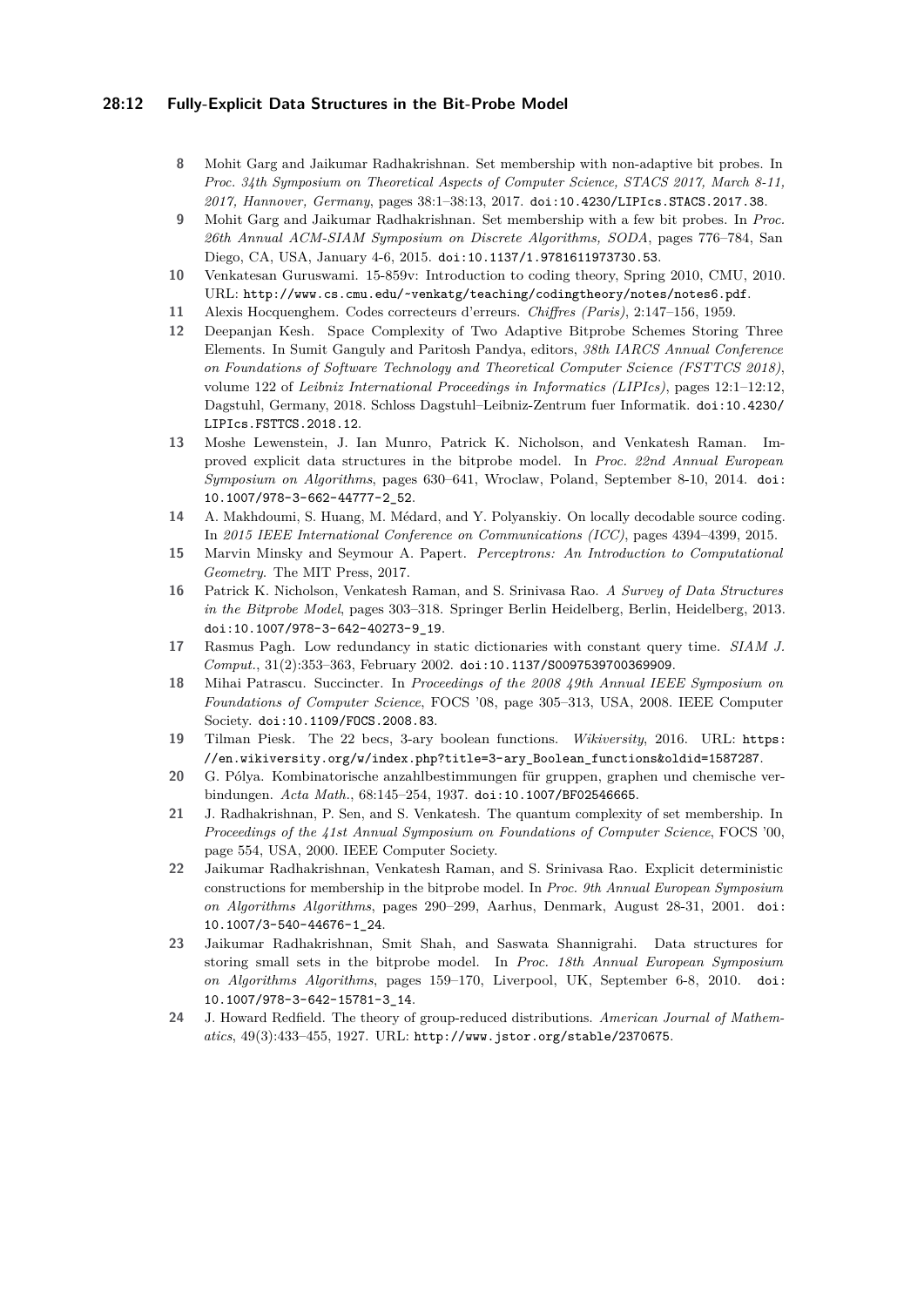8 Mohit Garg and Jaikumar Radhakrishnan. Set membership with non-adaptive bit probes. In *Proc. 34th Symposium on Theoretical Aspects of Computer Science, STACS 2017, March 8-11, 2017, Hannover, Germany*, pages 38:1–38:13, 2017. doi:10.4230/LIPIcs.STACS.2017.38.

9 Mohit Garg and Jaikumar Radhakrishnan. Set membership with a few bit probes. In *Proc. 26th Annual ACM-SIAM Symposium on Discrete Algorithms, SODA*, pages 776–784, San Diego, CA, USA, January 4-6, 2015. doi:10.1137/1.9781611973730.53.

10 Venkatesan Guruswami. 15-859v: Introduction to coding theory, Spring 2010, CMU, 2010. URL: http://www.cs.cmu.edu/~venkatg/teaching/codingtheory/notes/notes6.pdf.

11 Alexis Hocquenghem. Codes correcteurs d'erreurs. *Chiffres (Paris)*, 2:147–156, 1959.

12 Deepanjan Kesh. Space Complexity of Two Adaptive Bitprobe Schemes Storing Three Elements. In Sumit Ganguly and Paritosh Pandya, editors, *38th IARCS Annual Conference on Foundations of Software Technology and Theoretical Computer Science (FSTTCS 2018)*, volume 122 of *Leibniz International Proceedings in Informatics (LIPIcs)*, pages 12:1–12:12, Dagstuhl, Germany, 2018. Schloss Dagstuhl–Leibniz-Zentrum fuer Informatik. doi:10.4230/LIPIcs.FSTTCS.2018.12.

13 Moshe Lewenstein, J. Ian Munro, Patrick K. Nicholson, and Venkatesh Raman. Improved explicit data structures in the bitprobe model. In *Proc. 22nd Annual European Symposium on Algorithms*, pages 630–641, Wroclaw, Poland, September 8-10, 2014. doi:10.1007/978-3-662-44777-2_52.

14 A. Makhdoumi, S. Huang, M. Médard, and Y. Polyanskiy. On locally decodable source coding. In *2015 IEEE International Conference on Communications (ICC)*, pages 4394–4399, 2015.

15 Marvin Minsky and Seymour A. Papert. *Perceptrons: An Introduction to Computational Geometry*. The MIT Press, 2017.

16 Patrick K. Nicholson, Venkatesh Raman, and S. Srinivasa Rao. *A Survey of Data Structures in the Bitprobe Model*, pages 303–318. Springer Berlin Heidelberg, Berlin, Heidelberg, 2013. doi:10.1007/978-3-642-40273-9_19.

17 Rasmus Pagh. Low redundancy in static dictionaries with constant query time. *SIAM J. Comput.*, 31(2):353–363, February 2002. doi:10.1137/S0097539700369909.

18 Mihai Patrascu. Succincter. In *Proceedings of the 2008 49th Annual IEEE Symposium on Foundations of Computer Science*, FOCS '08, page 305–313, USA, 2008. IEEE Computer Society. doi:10.1109/FOCS.2008.83.

19 Tilman Piesk. The 22 becs, 3-ary boolean functions. *Wikiversity*, 2016. URL: https://en.wikiversity.org/w/index.php?title=3-ary_Boolean_functions&oldid=1587287.

20 G. Pólya. Kombinatorische anzahlbestimmungen für gruppen, graphen und chemische verbindungen. *Acta Math.*, 68:145–254, 1937. doi:10.1007/BF02546665.

21 J. Radhakrishnan, P. Sen, and S. Venkatesh. The quantum complexity of set membership. In *Proceedings of the 41st Annual Symposium on Foundations of Computer Science*, FOCS '00, page 554, USA, 2000. IEEE Computer Society.

22 Jaikumar Radhakrishnan, Venkatesh Raman, and S. Srinivasa Rao. Explicit deterministic constructions for membership in the bitprobe model. In *Proc. 9th Annual European Symposium on Algorithms Algorithms*, pages 290–299, Aarhus, Denmark, August 28-31, 2001. doi:10.1007/3-540-44676-1_24.

23 Jaikumar Radhakrishnan, Smit Shah, and Saswata Shannigrahi. Data structures for storing small sets in the bitprobe model. In *Proc. 18th Annual European Symposium on Algorithms Algorithms*, pages 159–170, Liverpool, UK, September 6-8, 2010. doi:10.1007/978-3-642-15781-3_14.

24 J. Howard Redfield. The theory of group-reduced distributions. *American Journal of Mathematics*, 49(3):433–455, 1927. URL: http://www.jstor.org/stable/2370675.